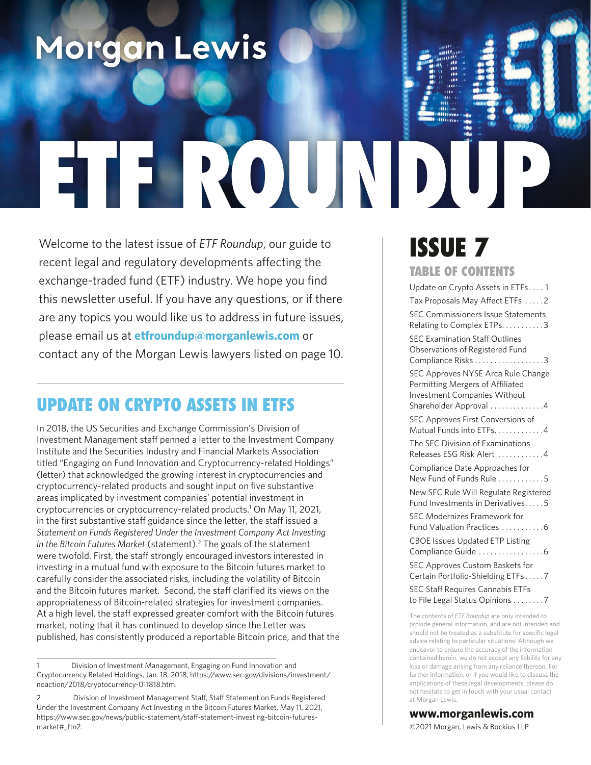# Morgan Lewis

# ETF ROUNDUP

Welcome to the latest issue of *ETF Roundup*, our guide to recent legal and regulatory developments affecting the exchange-traded fund (ETF) industry. We hope you find this newsletter useful. If you have any questions, or if there are any topics you would like us to address in future issues, please email us at **etfroundup@morganlewis.com** or contact any of the Morgan Lewis lawyers listed on page 10.

## UPDATE ON CRYPTO ASSETS IN ETFS

In 2018, the US Securities and Exchange Commission's Division of Investment Management staff penned a letter to the Investment Company Institute and the Securities Industry and Financial Markets Association titled "Engaging on Fund Innovation and Cryptocurrency-related Holdings" (letter) that acknowledged the growing interest in cryptocurrencies and cryptocurrency-related products and sought input on five substantive areas implicated by investment companies' potential investment in cryptocurrencies or cryptocurrency-related products.[1] On May 11, 2021, in the first substantive staff guidance since the letter, the staff issued a *Statement on Funds Registered Under the Investment Company Act Investing in the Bitcoin Futures Market* (statement).[2] The goals of the statement were twofold. First, the staff strongly encouraged investors interested in investing in a mutual fund with exposure to the Bitcoin futures market to carefully consider the associated risks, including the volatility of Bitcoin and the Bitcoin futures market. Second, the staff clarified its views on the appropriateness of Bitcoin-related strategies for investment companies. At a high level, the staff expressed greater comfort with the Bitcoin futures market, noting that it has continued to develop since the Letter was published, has consistently produced a reportable Bitcoin price, and that the

1 Division of Investment Management, Engaging on Fund Innovation and Cryptocurrency Related Holdings, Jan. 18, 2018, https://www.sec.gov/divisions/investment/noaction/2018/cryptocurrency-011818.htm.

2 Division of Investment Management Staff, Staff Statement on Funds Registered Under the Investment Company Act Investing in the Bitcoin Futures Market, May 11, 2021, https://www.sec.gov/news/public-statement/staff-statement-investing-bitcoin-futures-market#_ftn2.

## ISSUE 7

### TABLE OF CONTENTS

- Update on Crypto Assets in ETFs . . . . 1
- Tax Proposals May Affect ETFs . . . . . 2
- SEC Commissioners Issue Statements Relating to Complex ETPs. . . . . . . . . . . 3
- SEC Examination Staff Outlines Observations of Registered Fund Compliance Risks . . . . . . . . . . . . . . . . . . 3
- SEC Approves NYSE Arca Rule Change Permitting Mergers of Affiliated Investment Companies Without Shareholder Approval . . . . . . . . . . . . . . 4
- SEC Approves First Conversions of Mutual Funds into ETFs. . . . . . . . . . . . . 4
- The SEC Division of Examinations Releases ESG Risk Alert . . . . . . . . . . . . 4
- Compliance Date Approaches for New Fund of Funds Rule . . . . . . . . . . . . 5
- New SEC Rule Will Regulate Registered Fund Investments in Derivatives. . . . . 5
- SEC Modernizes Framework for Fund Valuation Practices . . . . . . . . . . . 6
- CBOE Issues Updated ETP Listing Compliance Guide . . . . . . . . . . . . . . . . 6
- SEC Approves Custom Baskets for Certain Portfolio-Shielding ETFs . . . . . 7
- SEC Staff Requires Cannabis ETFs to File Legal Status Opinions . . . . . . . . 7

The contents of *ETF Roundup* are only intended to provide general information, and are not intended and should not be treated as a substitute for specific legal advice relating to particular situations. Although we endeavor to ensure the accuracy of the information contained herein, we do not accept any liability for any loss or damage arising from any reliance thereon. For further information, or if you would like to discuss the implications of these legal developments, please do not hesitate to get in touch with your usual contact at Morgan Lewis.

**www.morganlewis.com**

©2021 Morgan, Lewis & Bockius LLP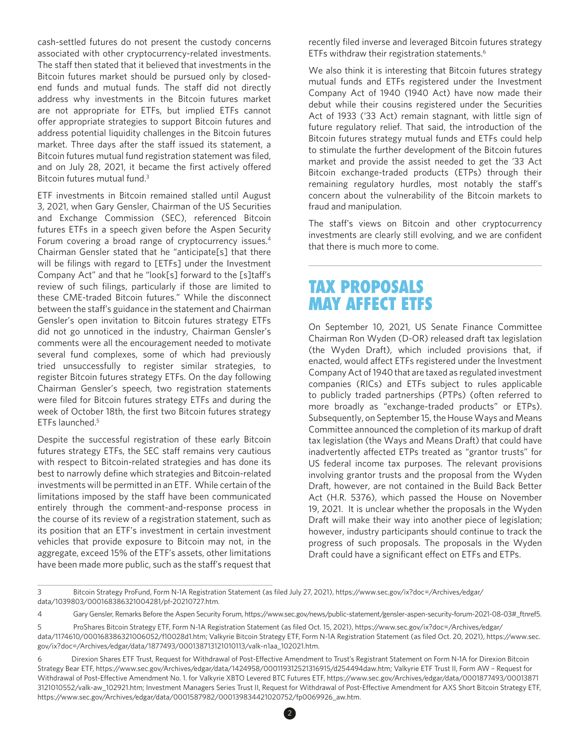cash-settled futures do not present the custody concerns associated with other cryptocurrency-related investments. The staff then stated that it believed that investments in the Bitcoin futures market should be pursued only by closed-end funds and mutual funds. The staff did not directly address why investments in the Bitcoin futures market are not appropriate for ETFs, but implied ETFs cannot offer appropriate strategies to support Bitcoin futures and address potential liquidity challenges in the Bitcoin futures market. Three days after the staff issued its statement, a Bitcoin futures mutual fund registration statement was filed, and on July 28, 2021, it became the first actively offered Bitcoin futures mutual fund.[3]

ETF investments in Bitcoin remained stalled until August 3, 2021, when Gary Gensler, Chairman of the US Securities and Exchange Commission (SEC), referenced Bitcoin futures ETFs in a speech given before the Aspen Security Forum covering a broad range of cryptocurrency issues.[4] Chairman Gensler stated that he "anticipate[s] that there will be filings with regard to [ETFs] under the Investment Company Act" and that he "look[s] forward to the [s]taff's review of such filings, particularly if those are limited to these CME-traded Bitcoin futures." While the disconnect between the staff's guidance in the statement and Chairman Gensler's open invitation to Bitcoin futures strategy ETFs did not go unnoticed in the industry, Chairman Gensler's comments were all the encouragement needed to motivate several fund complexes, some of which had previously tried unsuccessfully to register similar strategies, to register Bitcoin futures strategy ETFs. On the day following Chairman Gensler's speech, two registration statements were filed for Bitcoin futures strategy ETFs and during the week of October 18th, the first two Bitcoin futures strategy ETFs launched.[5]

Despite the successful registration of these early Bitcoin futures strategy ETFs, the SEC staff remains very cautious with respect to Bitcoin-related strategies and has done its best to narrowly define which strategies and Bitcoin-related investments will be permitted in an ETF. While certain of the limitations imposed by the staff have been communicated entirely through the comment-and-response process in the course of its review of a registration statement, such as its position that an ETF's investment in certain investment vehicles that provide exposure to Bitcoin may not, in the aggregate, exceed 15% of the ETF's assets, other limitations have been made more public, such as the staff's request that recently filed inverse and leveraged Bitcoin futures strategy ETFs withdraw their registration statements.[6]

We also think it is interesting that Bitcoin futures strategy mutual funds and ETFs registered under the Investment Company Act of 1940 (1940 Act) have now made their debut while their cousins registered under the Securities Act of 1933 ('33 Act) remain stagnant, with little sign of future regulatory relief. That said, the introduction of the Bitcoin futures strategy mutual funds and ETFs could help to stimulate the further development of the Bitcoin futures market and provide the assist needed to get the '33 Act Bitcoin exchange-traded products (ETPs) through their remaining regulatory hurdles, most notably the staff's concern about the vulnerability of the Bitcoin markets to fraud and manipulation.

The staff's views on Bitcoin and other cryptocurrency investments are clearly still evolving, and we are confident that there is much more to come.

## TAX PROPOSALS MAY AFFECT ETFS

On September 10, 2021, US Senate Finance Committee Chairman Ron Wyden (D-OR) released draft tax legislation (the Wyden Draft), which included provisions that, if enacted, would affect ETFs registered under the Investment Company Act of 1940 that are taxed as regulated investment companies (RICs) and ETFs subject to rules applicable to publicly traded partnerships (PTPs) (often referred to more broadly as "exchange-traded products" or ETPs). Subsequently, on September 15, the House Ways and Means Committee announced the completion of its markup of draft tax legislation (the Ways and Means Draft) that could have inadvertently affected ETPs treated as "grantor trusts" for US federal income tax purposes. The relevant provisions involving grantor trusts and the proposal from the Wyden Draft, however, are not contained in the Build Back Better Act (H.R. 5376), which passed the House on November 19, 2021. It is unclear whether the proposals in the Wyden Draft will make their way into another piece of legislation; however, industry participants should continue to track the progress of such proposals. The proposals in the Wyden Draft could have a significant effect on ETFs and ETPs.

---

3 Bitcoin Strategy ProFund, Form N-1A Registration Statement (as filed July 27, 2021), https://www.sec.gov/ix?doc=/Archives/edgar/data/1039803/000168386321004281/pf-20210727.htm.

4 Gary Gensler, Remarks Before the Aspen Security Forum, https://www.sec.gov/news/public-statement/gensler-aspen-security-forum-2021-08-03#_ftnref5.

5 ProShares Bitcoin Strategy ETF, Form N-1A Registration Statement (as filed Oct. 15, 2021), https://www.sec.gov/ix?doc=/Archives/edgar/data/1174610/000168386321006052/f10028d1.htm; Valkyrie Bitcoin Strategy ETF, Form N-1A Registration Statement (as filed Oct. 20, 2021), https://www.sec.gov/ix?doc=/Archives/edgar/data/1877493/000138713121010113/valk-n1aa_102021.htm.

6 Direxion Shares ETF Trust, Request for Withdrawal of Post-Effective Amendment to Trust's Registrant Statement on Form N-1A for Direxion Bitcoin Strategy Bear ETF, https://www.sec.gov/Archives/edgar/data/1424958/000119312521316915/d254494daw.htm; Valkyrie ETF Trust II, Form AW – Request for Withdrawal of Post-Effective Amendment No. 1. for Valkyrie XBTO Levered BTC Futures ETF, https://www.sec.gov/Archives/edgar/data/0001877493/000138713121010552/valk-aw_102921.htm; Investment Managers Series Trust II, Request for Withdrawal of Post-Effective Amendment for AXS Short Bitcoin Strategy ETF, https://www.sec.gov/Archives/edgar/data/0001587982/000139834421020752/fp0069926_aw.htm.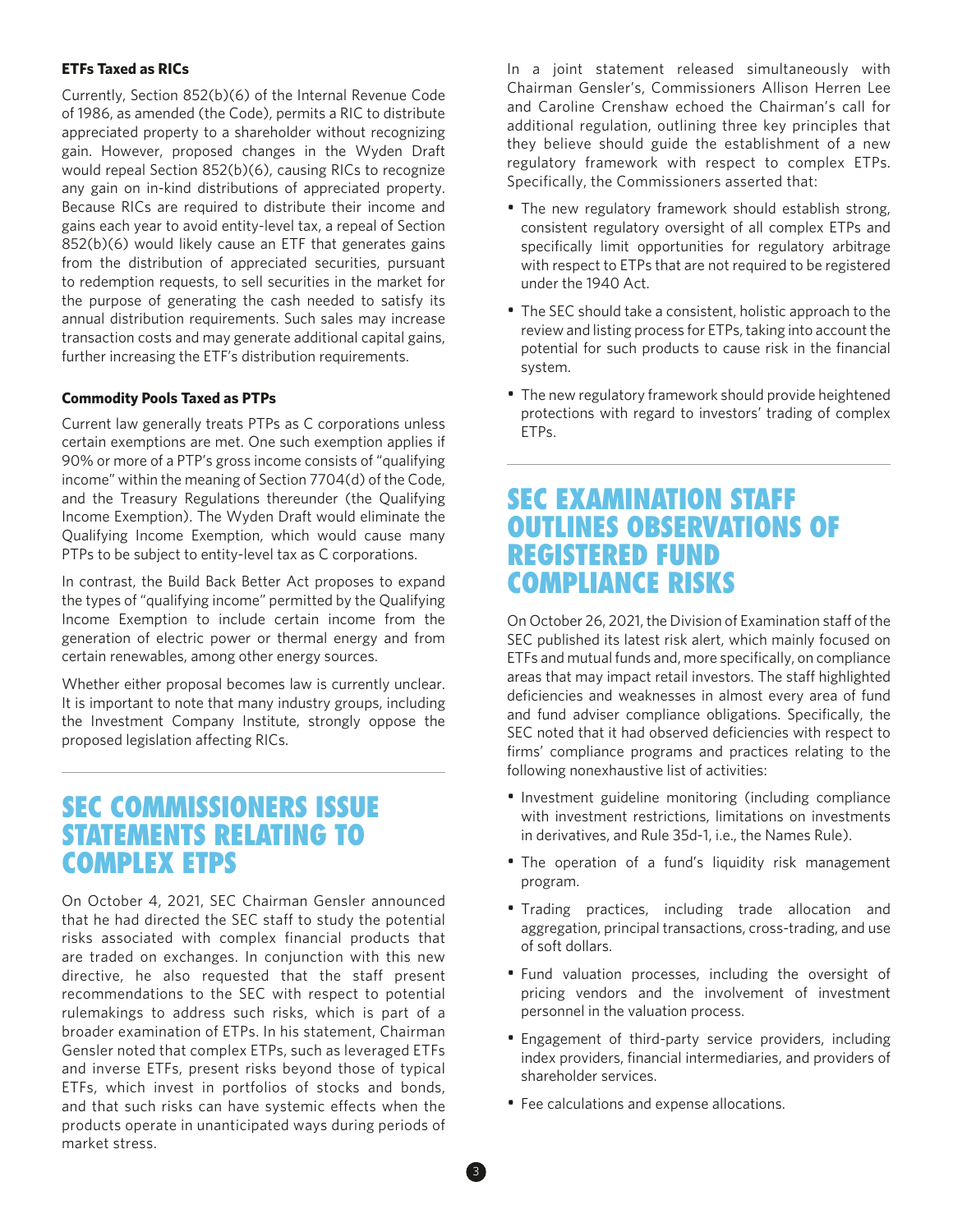### ETFs Taxed as RICs

Currently, Section 852(b)(6) of the Internal Revenue Code of 1986, as amended (the Code), permits a RIC to distribute appreciated property to a shareholder without recognizing gain. However, proposed changes in the Wyden Draft would repeal Section 852(b)(6), causing RICs to recognize any gain on in-kind distributions of appreciated property. Because RICs are required to distribute their income and gains each year to avoid entity-level tax, a repeal of Section 852(b)(6) would likely cause an ETF that generates gains from the distribution of appreciated securities, pursuant to redemption requests, to sell securities in the market for the purpose of generating the cash needed to satisfy its annual distribution requirements. Such sales may increase transaction costs and may generate additional capital gains, further increasing the ETF's distribution requirements.

### Commodity Pools Taxed as PTPs

Current law generally treats PTPs as C corporations unless certain exemptions are met. One such exemption applies if 90% or more of a PTP's gross income consists of "qualifying income" within the meaning of Section 7704(d) of the Code, and the Treasury Regulations thereunder (the Qualifying Income Exemption). The Wyden Draft would eliminate the Qualifying Income Exemption, which would cause many PTPs to be subject to entity-level tax as C corporations.

In contrast, the Build Back Better Act proposes to expand the types of "qualifying income" permitted by the Qualifying Income Exemption to include certain income from the generation of electric power or thermal energy and from certain renewables, among other energy sources.

Whether either proposal becomes law is currently unclear. It is important to note that many industry groups, including the Investment Company Institute, strongly oppose the proposed legislation affecting RICs.

## SEC COMMISSIONERS ISSUE STATEMENTS RELATING TO COMPLEX ETPS

On October 4, 2021, SEC Chairman Gensler announced that he had directed the SEC staff to study the potential risks associated with complex financial products that are traded on exchanges. In conjunction with this new directive, he also requested that the staff present recommendations to the SEC with respect to potential rulemakings to address such risks, which is part of a broader examination of ETPs. In his statement, Chairman Gensler noted that complex ETPs, such as leveraged ETFs and inverse ETFs, present risks beyond those of typical ETFs, which invest in portfolios of stocks and bonds, and that such risks can have systemic effects when the products operate in unanticipated ways during periods of market stress.

In a joint statement released simultaneously with Chairman Gensler's, Commissioners Allison Herren Lee and Caroline Crenshaw echoed the Chairman's call for additional regulation, outlining three key principles that they believe should guide the establishment of a new regulatory framework with respect to complex ETPs. Specifically, the Commissioners asserted that:

- The new regulatory framework should establish strong, consistent regulatory oversight of all complex ETPs and specifically limit opportunities for regulatory arbitrage with respect to ETPs that are not required to be registered under the 1940 Act.
- The SEC should take a consistent, holistic approach to the review and listing process for ETPs, taking into account the potential for such products to cause risk in the financial system.
- The new regulatory framework should provide heightened protections with regard to investors' trading of complex ETPs.

## SEC EXAMINATION STAFF OUTLINES OBSERVATIONS OF REGISTERED FUND COMPLIANCE RISKS

On October 26, 2021, the Division of Examination staff of the SEC published its latest risk alert, which mainly focused on ETFs and mutual funds and, more specifically, on compliance areas that may impact retail investors. The staff highlighted deficiencies and weaknesses in almost every area of fund and fund adviser compliance obligations. Specifically, the SEC noted that it had observed deficiencies with respect to firms' compliance programs and practices relating to the following nonexhaustive list of activities:

- Investment guideline monitoring (including compliance with investment restrictions, limitations on investments in derivatives, and Rule 35d-1, i.e., the Names Rule).
- The operation of a fund's liquidity risk management program.
- Trading practices, including trade allocation and aggregation, principal transactions, cross-trading, and use of soft dollars.
- Fund valuation processes, including the oversight of pricing vendors and the involvement of investment personnel in the valuation process.
- Engagement of third-party service providers, including index providers, financial intermediaries, and providers of shareholder services.
- Fee calculations and expense allocations.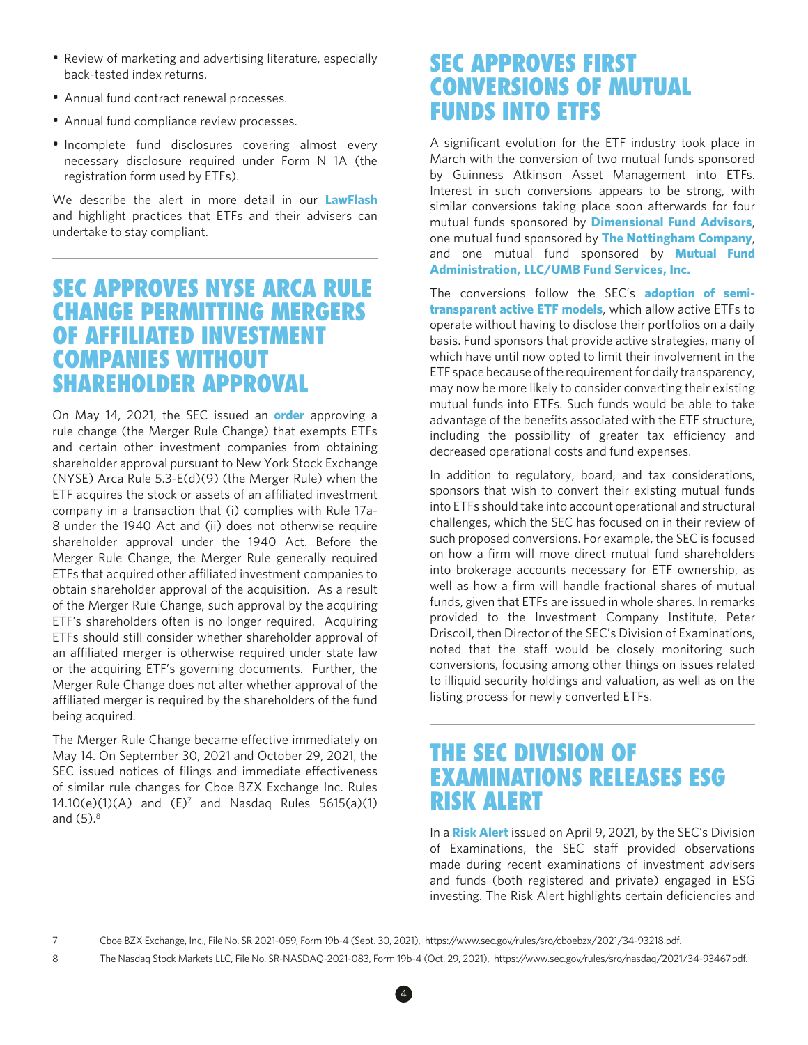- Review of marketing and advertising literature, especially back-tested index returns.
- Annual fund contract renewal processes.
- Annual fund compliance review processes.
- Incomplete fund disclosures covering almost every necessary disclosure required under Form N 1A (the registration form used by ETFs).

We describe the alert in more detail in our **LawFlash** and highlight practices that ETFs and their advisers can undertake to stay compliant.

## SEC APPROVES NYSE ARCA RULE CHANGE PERMITTING MERGERS OF AFFILIATED INVESTMENT COMPANIES WITHOUT SHAREHOLDER APPROVAL

On May 14, 2021, the SEC issued an **order** approving a rule change (the Merger Rule Change) that exempts ETFs and certain other investment companies from obtaining shareholder approval pursuant to New York Stock Exchange (NYSE) Arca Rule 5.3-E(d)(9) (the Merger Rule) when the ETF acquires the stock or assets of an affiliated investment company in a transaction that (i) complies with Rule 17a-8 under the 1940 Act and (ii) does not otherwise require shareholder approval under the 1940 Act. Before the Merger Rule Change, the Merger Rule generally required ETFs that acquired other affiliated investment companies to obtain shareholder approval of the acquisition. As a result of the Merger Rule Change, such approval by the acquiring ETF's shareholders often is no longer required. Acquiring ETFs should still consider whether shareholder approval of an affiliated merger is otherwise required under state law or the acquiring ETF's governing documents. Further, the Merger Rule Change does not alter whether approval of the affiliated merger is required by the shareholders of the fund being acquired.

The Merger Rule Change became effective immediately on May 14. On September 30, 2021 and October 29, 2021, the SEC issued notices of filings and immediate effectiveness of similar rule changes for Cboe BZX Exchange Inc. Rules 14.10(e)(1)(A) and (E)[7] and Nasdaq Rules 5615(a)(1) and (5).[8]

## SEC APPROVES FIRST CONVERSIONS OF MUTUAL FUNDS INTO ETFS

A significant evolution for the ETF industry took place in March with the conversion of two mutual funds sponsored by Guinness Atkinson Asset Management into ETFs. Interest in such conversions appears to be strong, with similar conversions taking place soon afterwards for four mutual funds sponsored by **Dimensional Fund Advisors**, one mutual fund sponsored by **The Nottingham Company**, and one mutual fund sponsored by **Mutual Fund Administration, LLC/UMB Fund Services, Inc.**

The conversions follow the SEC's **adoption of semi-transparent active ETF models**, which allow active ETFs to operate without having to disclose their portfolios on a daily basis. Fund sponsors that provide active strategies, many of which have until now opted to limit their involvement in the ETF space because of the requirement for daily transparency, may now be more likely to consider converting their existing mutual funds into ETFs. Such funds would be able to take advantage of the benefits associated with the ETF structure, including the possibility of greater tax efficiency and decreased operational costs and fund expenses.

In addition to regulatory, board, and tax considerations, sponsors that wish to convert their existing mutual funds into ETFs should take into account operational and structural challenges, which the SEC has focused on in their review of such proposed conversions. For example, the SEC is focused on how a firm will move direct mutual fund shareholders into brokerage accounts necessary for ETF ownership, as well as how a firm will handle fractional shares of mutual funds, given that ETFs are issued in whole shares. In remarks provided to the Investment Company Institute, Peter Driscoll, then Director of the SEC's Division of Examinations, noted that the staff would be closely monitoring such conversions, focusing among other things on issues related to illiquid security holdings and valuation, as well as on the listing process for newly converted ETFs.

## THE SEC DIVISION OF EXAMINATIONS RELEASES ESG RISK ALERT

In a **Risk Alert** issued on April 9, 2021, by the SEC's Division of Examinations, the SEC staff provided observations made during recent examinations of investment advisers and funds (both registered and private) engaged in ESG investing. The Risk Alert highlights certain deficiencies and

---

7 Cboe BZX Exchange, Inc., File No. SR 2021-059, Form 19b-4 (Sept. 30, 2021), https://www.sec.gov/rules/sro/cboebzx/2021/34-93218.pdf.

8 The Nasdaq Stock Markets LLC, File No. SR-NASDAQ-2021-083, Form 19b-4 (Oct. 29, 2021), https://www.sec.gov/rules/sro/nasdaq/2021/34-93467.pdf.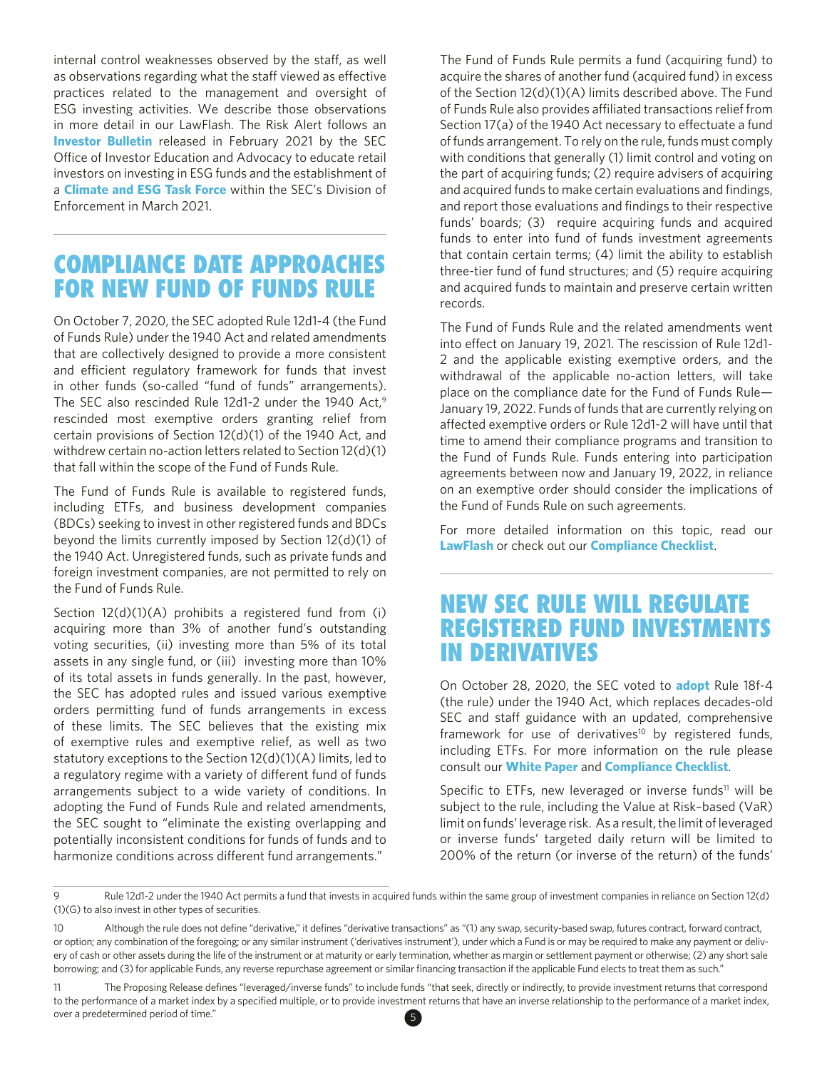internal control weaknesses observed by the staff, as well as observations regarding what the staff viewed as effective practices related to the management and oversight of ESG investing activities. We describe those observations in more detail in our LawFlash. The Risk Alert follows an **Investor Bulletin** released in February 2021 by the SEC Office of Investor Education and Advocacy to educate retail investors on investing in ESG funds and the establishment of a **Climate and ESG Task Force** within the SEC's Division of Enforcement in March 2021.

## COMPLIANCE DATE APPROACHES FOR NEW FUND OF FUNDS RULE

On October 7, 2020, the SEC adopted Rule 12d1-4 (the Fund of Funds Rule) under the 1940 Act and related amendments that are collectively designed to provide a more consistent and efficient regulatory framework for funds that invest in other funds (so-called "fund of funds" arrangements). The SEC also rescinded Rule 12d1-2 under the 1940 Act,[9] rescinded most exemptive orders granting relief from certain provisions of Section 12(d)(1) of the 1940 Act, and withdrew certain no-action letters related to Section 12(d)(1) that fall within the scope of the Fund of Funds Rule.

The Fund of Funds Rule is available to registered funds, including ETFs, and business development companies (BDCs) seeking to invest in other registered funds and BDCs beyond the limits currently imposed by Section 12(d)(1) of the 1940 Act. Unregistered funds, such as private funds and foreign investment companies, are not permitted to rely on the Fund of Funds Rule.

Section 12(d)(1)(A) prohibits a registered fund from (i) acquiring more than 3% of another fund's outstanding voting securities, (ii) investing more than 5% of its total assets in any single fund, or (iii) investing more than 10% of its total assets in funds generally. In the past, however, the SEC has adopted rules and issued various exemptive orders permitting fund of funds arrangements in excess of these limits. The SEC believes that the existing mix of exemptive rules and exemptive relief, as well as two statutory exceptions to the Section 12(d)(1)(A) limits, led to a regulatory regime with a variety of different fund of funds arrangements subject to a wide variety of conditions. In adopting the Fund of Funds Rule and related amendments, the SEC sought to "eliminate the existing overlapping and potentially inconsistent conditions for funds of funds and to harmonize conditions across different fund arrangements."

The Fund of Funds Rule permits a fund (acquiring fund) to acquire the shares of another fund (acquired fund) in excess of the Section 12(d)(1)(A) limits described above. The Fund of Funds Rule also provides affiliated transactions relief from Section 17(a) of the 1940 Act necessary to effectuate a fund of funds arrangement. To rely on the rule, funds must comply with conditions that generally (1) limit control and voting on the part of acquiring funds; (2) require advisers of acquiring and acquired funds to make certain evaluations and findings, and report those evaluations and findings to their respective funds' boards; (3) require acquiring funds and acquired funds to enter into fund of funds investment agreements that contain certain terms; (4) limit the ability to establish three-tier fund of fund structures; and (5) require acquiring and acquired funds to maintain and preserve certain written records.

The Fund of Funds Rule and the related amendments went into effect on January 19, 2021. The rescission of Rule 12d1-2 and the applicable existing exemptive orders, and the withdrawal of the applicable no-action letters, will take place on the compliance date for the Fund of Funds Rule—January 19, 2022. Funds of funds that are currently relying on affected exemptive orders or Rule 12d1-2 will have until that time to amend their compliance programs and transition to the Fund of Funds Rule. Funds entering into participation agreements between now and January 19, 2022, in reliance on an exemptive order should consider the implications of the Fund of Funds Rule on such agreements.

For more detailed information on this topic, read our **LawFlash** or check out our **Compliance Checklist**.

## NEW SEC RULE WILL REGULATE REGISTERED FUND INVESTMENTS IN DERIVATIVES

On October 28, 2020, the SEC voted to **adopt** Rule 18f-4 (the rule) under the 1940 Act, which replaces decades-old SEC and staff guidance with an updated, comprehensive framework for use of derivatives[10] by registered funds, including ETFs. For more information on the rule please consult our **White Paper** and **Compliance Checklist**.

Specific to ETFs, new leveraged or inverse funds[11] will be subject to the rule, including the Value at Risk–based (VaR) limit on funds' leverage risk. As a result, the limit of leveraged or inverse funds' targeted daily return will be limited to 200% of the return (or inverse of the return) of the funds'

---

9 Rule 12d1-2 under the 1940 Act permits a fund that invests in acquired funds within the same group of investment companies in reliance on Section 12(d)(1)(G) to also invest in other types of securities.

10 Although the rule does not define "derivative," it defines "derivative transactions" as "(1) any swap, security-based swap, futures contract, forward contract, or option; any combination of the foregoing; or any similar instrument ('derivatives instrument'), under which a Fund is or may be required to make any payment or delivery of cash or other assets during the life of the instrument or at maturity or early termination, whether as margin or settlement payment or otherwise; (2) any short sale borrowing; and (3) for applicable Funds, any reverse repurchase agreement or similar financing transaction if the applicable Fund elects to treat them as such."

11 The Proposing Release defines "leveraged/inverse funds" to include funds "that seek, directly or indirectly, to provide investment returns that correspond to the performance of a market index by a specified multiple, or to provide investment returns that have an inverse relationship to the performance of a market index, over a predetermined period of time."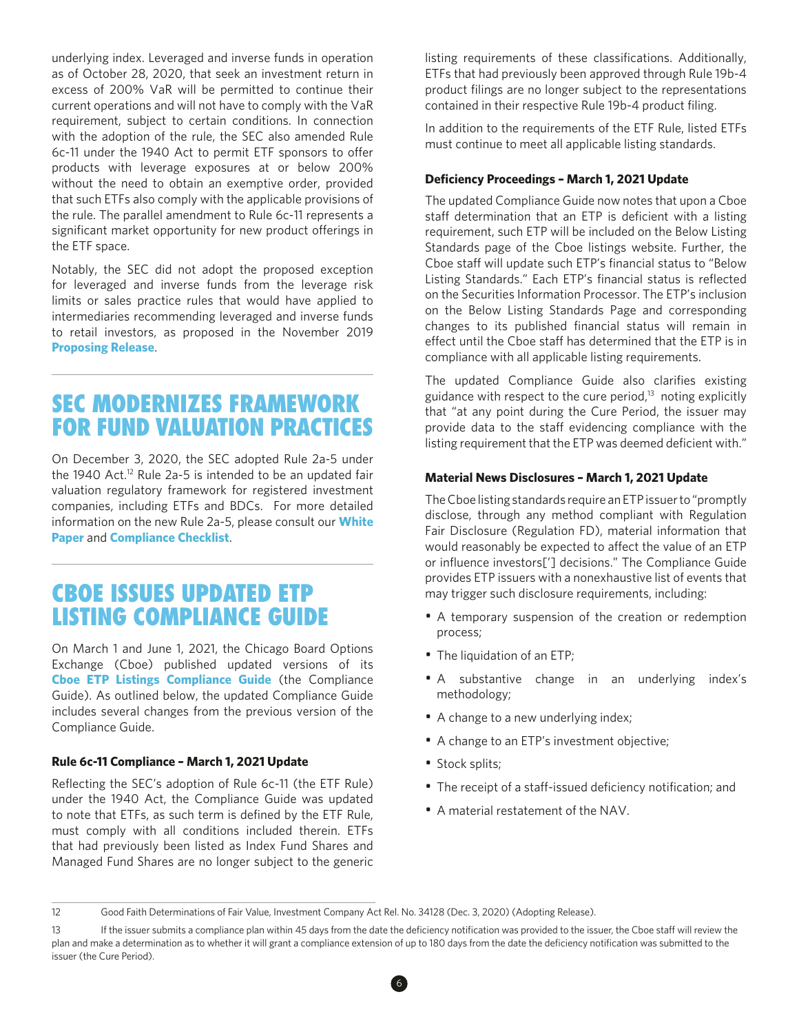underlying index. Leveraged and inverse funds in operation as of October 28, 2020, that seek an investment return in excess of 200% VaR will be permitted to continue their current operations and will not have to comply with the VaR requirement, subject to certain conditions. In connection with the adoption of the rule, the SEC also amended Rule 6c-11 under the 1940 Act to permit ETF sponsors to offer products with leverage exposures at or below 200% without the need to obtain an exemptive order, provided that such ETFs also comply with the applicable provisions of the rule. The parallel amendment to Rule 6c-11 represents a significant market opportunity for new product offerings in the ETF space.

Notably, the SEC did not adopt the proposed exception for leveraged and inverse funds from the leverage risk limits or sales practice rules that would have applied to intermediaries recommending leveraged and inverse funds to retail investors, as proposed in the November 2019 **Proposing Release**.

## SEC MODERNIZES FRAMEWORK FOR FUND VALUATION PRACTICES

On December 3, 2020, the SEC adopted Rule 2a-5 under the 1940 Act.[12] Rule 2a-5 is intended to be an updated fair valuation regulatory framework for registered investment companies, including ETFs and BDCs. For more detailed information on the new Rule 2a-5, please consult our **White Paper** and **Compliance Checklist**.

## CBOE ISSUES UPDATED ETP LISTING COMPLIANCE GUIDE

On March 1 and June 1, 2021, the Chicago Board Options Exchange (Cboe) published updated versions of its **Cboe ETP Listings Compliance Guide** (the Compliance Guide). As outlined below, the updated Compliance Guide includes several changes from the previous version of the Compliance Guide.

### Rule 6c-11 Compliance – March 1, 2021 Update

Reflecting the SEC's adoption of Rule 6c-11 (the ETF Rule) under the 1940 Act, the Compliance Guide was updated to note that ETFs, as such term is defined by the ETF Rule, must comply with all conditions included therein. ETFs that had previously been listed as Index Fund Shares and Managed Fund Shares are no longer subject to the generic listing requirements of these classifications. Additionally, ETFs that had previously been approved through Rule 19b-4 product filings are no longer subject to the representations contained in their respective Rule 19b-4 product filing.

In addition to the requirements of the ETF Rule, listed ETFs must continue to meet all applicable listing standards.

### Deficiency Proceedings – March 1, 2021 Update

The updated Compliance Guide now notes that upon a Cboe staff determination that an ETP is deficient with a listing requirement, such ETP will be included on the Below Listing Standards page of the Cboe listings website. Further, the Cboe staff will update such ETP's financial status to "Below Listing Standards." Each ETP's financial status is reflected on the Securities Information Processor. The ETP's inclusion on the Below Listing Standards Page and corresponding changes to its published financial status will remain in effect until the Cboe staff has determined that the ETP is in compliance with all applicable listing requirements.

The updated Compliance Guide also clarifies existing guidance with respect to the cure period,[13] noting explicitly that "at any point during the Cure Period, the issuer may provide data to the staff evidencing compliance with the listing requirement that the ETP was deemed deficient with."

### Material News Disclosures – March 1, 2021 Update

The Cboe listing standards require an ETP issuer to "promptly disclose, through any method compliant with Regulation Fair Disclosure (Regulation FD), material information that would reasonably be expected to affect the value of an ETP or influence investors['] decisions." The Compliance Guide provides ETP issuers with a nonexhaustive list of events that may trigger such disclosure requirements, including:

- A temporary suspension of the creation or redemption process;
- The liquidation of an ETP;
- A substantive change in an underlying index's methodology;
- A change to a new underlying index;
- A change to an ETP's investment objective;
- Stock splits;
- The receipt of a staff-issued deficiency notification; and
- A material restatement of the NAV.

---

12 Good Faith Determinations of Fair Value, Investment Company Act Rel. No. 34128 (Dec. 3, 2020) (Adopting Release).

13 If the issuer submits a compliance plan within 45 days from the date the deficiency notification was provided to the issuer, the Cboe staff will review the plan and make a determination as to whether it will grant a compliance extension of up to 180 days from the date the deficiency notification was submitted to the issuer (the Cure Period).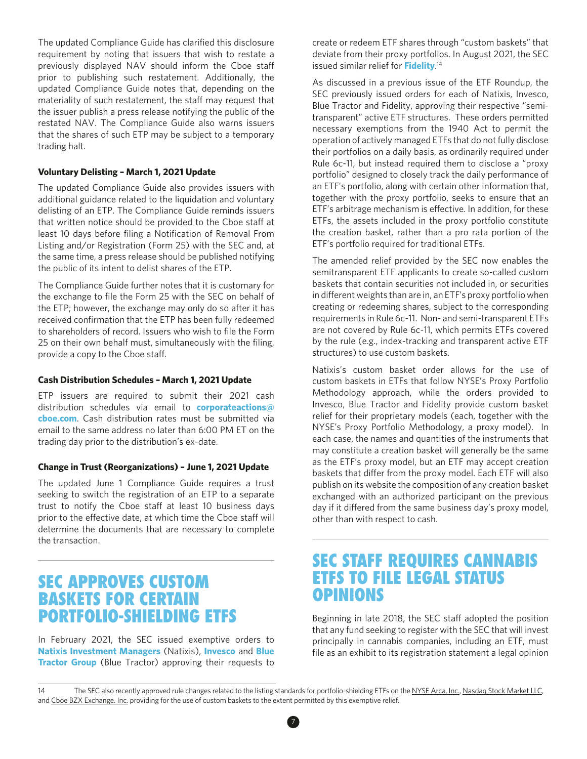The updated Compliance Guide has clarified this disclosure requirement by noting that issuers that wish to restate a previously displayed NAV should inform the Cboe staff prior to publishing such restatement. Additionally, the updated Compliance Guide notes that, depending on the materiality of such restatement, the staff may request that the issuer publish a press release notifying the public of the restated NAV. The Compliance Guide also warns issuers that the shares of such ETP may be subject to a temporary trading halt.

**Voluntary Delisting – March 1, 2021 Update**

The updated Compliance Guide also provides issuers with additional guidance related to the liquidation and voluntary delisting of an ETP. The Compliance Guide reminds issuers that written notice should be provided to the Cboe staff at least 10 days before filing a Notification of Removal From Listing and/or Registration (Form 25) with the SEC and, at the same time, a press release should be published notifying the public of its intent to delist shares of the ETP.

The Compliance Guide further notes that it is customary for the exchange to file the Form 25 with the SEC on behalf of the ETP; however, the exchange may only do so after it has received confirmation that the ETP has been fully redeemed to shareholders of record. Issuers who wish to file the Form 25 on their own behalf must, simultaneously with the filing, provide a copy to the Cboe staff.

**Cash Distribution Schedules – March 1, 2021 Update**

ETP issuers are required to submit their 2021 cash distribution schedules via email to **corporateactions@cboe.com**. Cash distribution rates must be submitted via email to the same address no later than 6:00 PM ET on the trading day prior to the distribution's ex-date.

**Change in Trust (Reorganizations) – June 1, 2021 Update**

The updated June 1 Compliance Guide requires a trust seeking to switch the registration of an ETP to a separate trust to notify the Cboe staff at least 10 business days prior to the effective date, at which time the Cboe staff will determine the documents that are necessary to complete the transaction.

## SEC APPROVES CUSTOM BASKETS FOR CERTAIN PORTFOLIO-SHIELDING ETFS

In February 2021, the SEC issued exemptive orders to **Natixis Investment Managers** (Natixis), **Invesco** and **Blue Tractor Group** (Blue Tractor) approving their requests to create or redeem ETF shares through "custom baskets" that deviate from their proxy portfolios. In August 2021, the SEC issued similar relief for **Fidelity**.[14]

As discussed in a previous issue of the ETF Roundup, the SEC previously issued orders for each of Natixis, Invesco, Blue Tractor and Fidelity, approving their respective "semi-transparent" active ETF structures. These orders permitted necessary exemptions from the 1940 Act to permit the operation of actively managed ETFs that do not fully disclose their portfolios on a daily basis, as ordinarily required under Rule 6c-11, but instead required them to disclose a "proxy portfolio" designed to closely track the daily performance of an ETF's portfolio, along with certain other information that, together with the proxy portfolio, seeks to ensure that an ETF's arbitrage mechanism is effective. In addition, for these ETFs, the assets included in the proxy portfolio constitute the creation basket, rather than a pro rata portion of the ETF's portfolio required for traditional ETFs.

The amended relief provided by the SEC now enables the semitransparent ETF applicants to create so-called custom baskets that contain securities not included in, or securities in different weights than are in, an ETF's proxy portfolio when creating or redeeming shares, subject to the corresponding requirements in Rule 6c-11. Non- and semi-transparent ETFs are not covered by Rule 6c-11, which permits ETFs covered by the rule (e.g., index-tracking and transparent active ETF structures) to use custom baskets.

Natixis's custom basket order allows for the use of custom baskets in ETFs that follow NYSE's Proxy Portfolio Methodology approach, while the orders provided to Invesco, Blue Tractor and Fidelity provide custom basket relief for their proprietary models (each, together with the NYSE's Proxy Portfolio Methodology, a proxy model). In each case, the names and quantities of the instruments that may constitute a creation basket will generally be the same as the ETF's proxy model, but an ETF may accept creation baskets that differ from the proxy model. Each ETF will also publish on its website the composition of any creation basket exchanged with an authorized participant on the previous day if it differed from the same business day's proxy model, other than with respect to cash.

## SEC STAFF REQUIRES CANNABIS ETFS TO FILE LEGAL STATUS OPINIONS

Beginning in late 2018, the SEC staff adopted the position that any fund seeking to register with the SEC that will invest principally in cannabis companies, including an ETF, must file as an exhibit to its registration statement a legal opinion

---

14 The SEC also recently approved rule changes related to the listing standards for portfolio-shielding ETFs on the NYSE Arca, Inc., Nasdaq Stock Market LLC, and Cboe BZX Exchange. Inc. providing for the use of custom baskets to the extent permitted by this exemptive relief.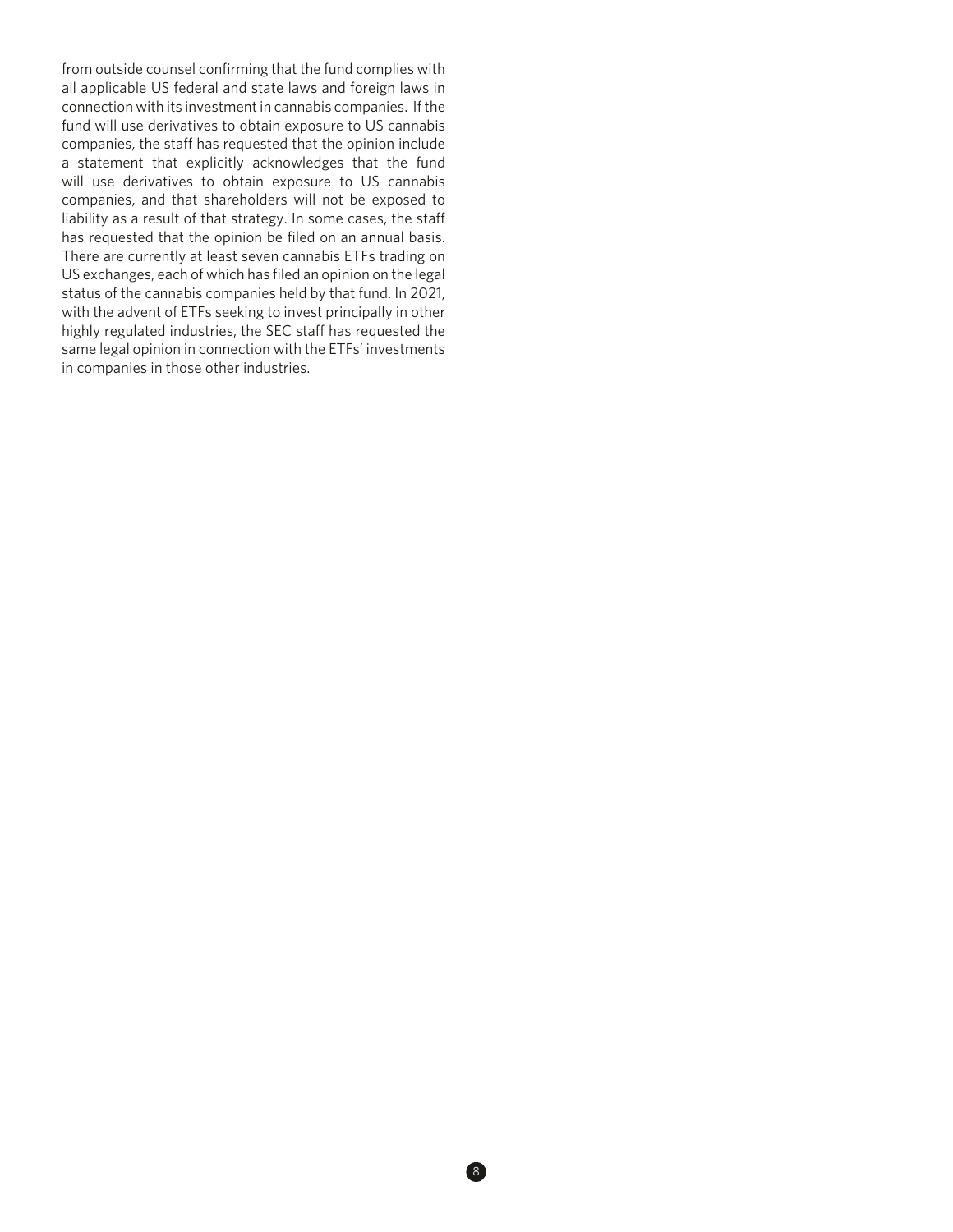from outside counsel confirming that the fund complies with all applicable US federal and state laws and foreign laws in connection with its investment in cannabis companies. If the fund will use derivatives to obtain exposure to US cannabis companies, the staff has requested that the opinion include a statement that explicitly acknowledges that the fund will use derivatives to obtain exposure to US cannabis companies, and that shareholders will not be exposed to liability as a result of that strategy. In some cases, the staff has requested that the opinion be filed on an annual basis. There are currently at least seven cannabis ETFs trading on US exchanges, each of which has filed an opinion on the legal status of the cannabis companies held by that fund. In 2021, with the advent of ETFs seeking to invest principally in other highly regulated industries, the SEC staff has requested the same legal opinion in connection with the ETFs' investments in companies in those other industries.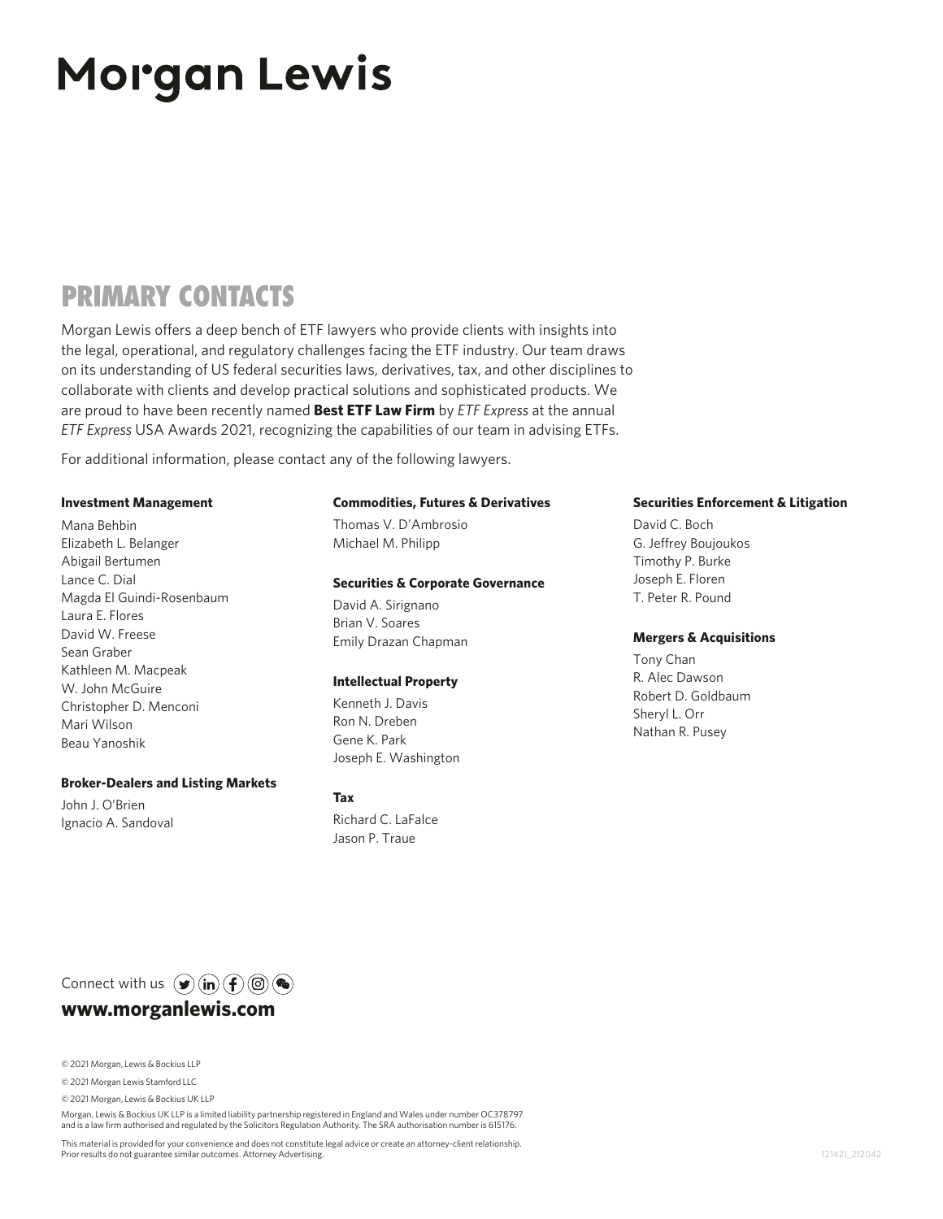# Morgan Lewis

## PRIMARY CONTACTS

Morgan Lewis offers a deep bench of ETF lawyers who provide clients with insights into the legal, operational, and regulatory challenges facing the ETF industry. Our team draws on its understanding of US federal securities laws, derivatives, tax, and other disciplines to collaborate with clients and develop practical solutions and sophisticated products. We are proud to have been recently named **Best ETF Law Firm** by *ETF Express* at the annual *ETF Express* USA Awards 2021, recognizing the capabilities of our team in advising ETFs.

For additional information, please contact any of the following lawyers.

**Investment Management**

Mana Behbin
Elizabeth L. Belanger
Abigail Bertumen
Lance C. Dial
Magda El Guindi-Rosenbaum
Laura E. Flores
David W. Freese
Sean Graber
Kathleen M. Macpeak
W. John McGuire
Christopher D. Menconi
Mari Wilson
Beau Yanoshik

**Broker-Dealers and Listing Markets**

John J. O'Brien
Ignacio A. Sandoval

**Commodities, Futures & Derivatives**

Thomas V. D'Ambrosio
Michael M. Philipp

**Securities & Corporate Governance**

David A. Sirignano
Brian V. Soares
Emily Drazan Chapman

**Intellectual Property**

Kenneth J. Davis
Ron N. Dreben
Gene K. Park
Joseph E. Washington

**Tax**

Richard C. LaFalce
Jason P. Traue

**Securities Enforcement & Litigation**

David C. Boch
G. Jeffrey Boujoukos
Timothy P. Burke
Joseph E. Floren
T. Peter R. Pound

**Mergers & Acquisitions**

Tony Chan
R. Alec Dawson
Robert D. Goldbaum
Sheryl L. Orr
Nathan R. Pusey

Connect with us

**www.morganlewis.com**

© 2021 Morgan, Lewis & Bockius LLP

© 2021 Morgan Lewis Stamford LLC

© 2021 Morgan, Lewis & Bockius UK LLP

Morgan, Lewis & Bockius UK LLP is a limited liability partnership registered in England and Wales under number OC378797 and is a law firm authorised and regulated by the Solicitors Regulation Authority. The SRA authorisation number is 615176.

This material is provided for your convenience and does not constitute legal advice or create an attorney-client relationship. Prior results do not guarantee similar outcomes. Attorney Advertising.

121421_212042